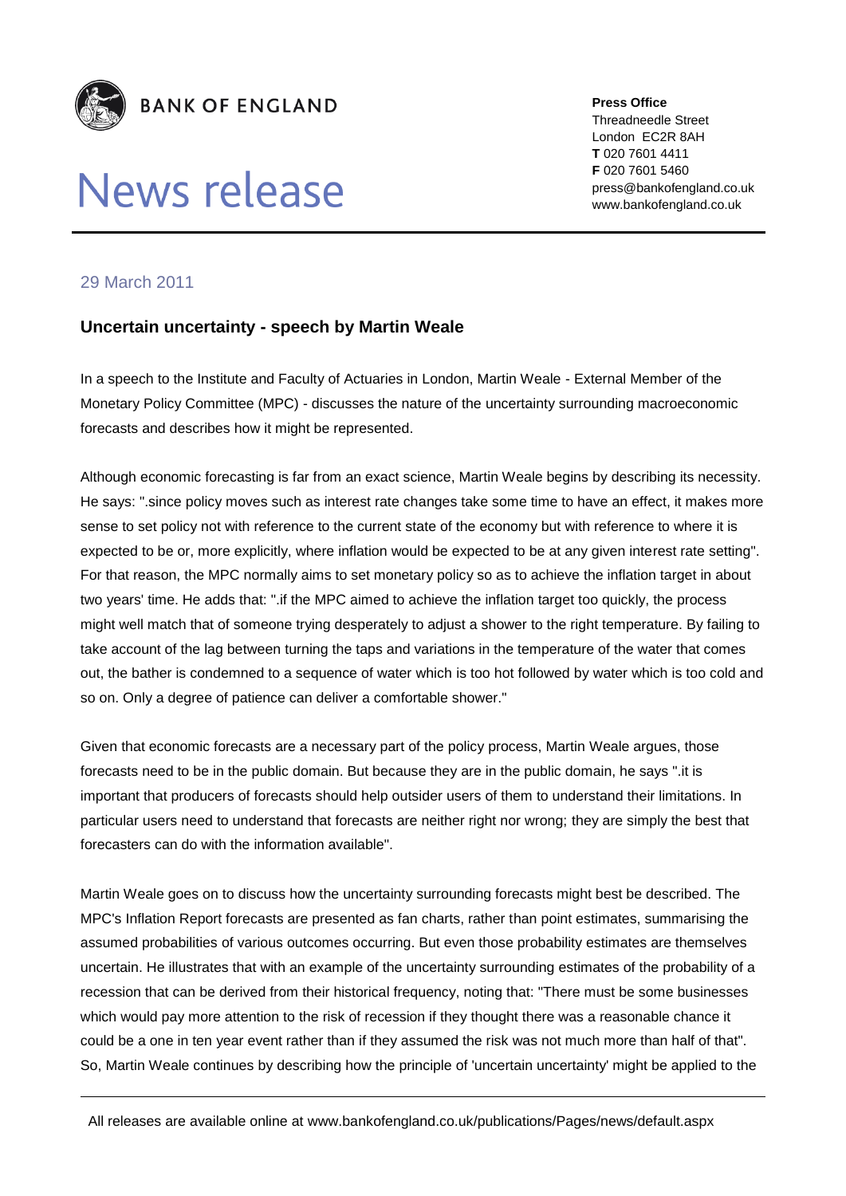**BANK OF ENGLAND**

# News release

**Press Office**
Threadneedle Street
London EC2R 8AH
**T** 020 7601 4411
**F** 020 7601 5460
press@bankofengland.co.uk
www.bankofengland.co.uk

29 March 2011

## Uncertain uncertainty - speech by Martin Weale

In a speech to the Institute and Faculty of Actuaries in London, Martin Weale - External Member of the Monetary Policy Committee (MPC) - discusses the nature of the uncertainty surrounding macroeconomic forecasts and describes how it might be represented.

Although economic forecasting is far from an exact science, Martin Weale begins by describing its necessity. He says: ".since policy moves such as interest rate changes take some time to have an effect, it makes more sense to set policy not with reference to the current state of the economy but with reference to where it is expected to be or, more explicitly, where inflation would be expected to be at any given interest rate setting". For that reason, the MPC normally aims to set monetary policy so as to achieve the inflation target in about two years' time. He adds that: ".if the MPC aimed to achieve the inflation target too quickly, the process might well match that of someone trying desperately to adjust a shower to the right temperature. By failing to take account of the lag between turning the taps and variations in the temperature of the water that comes out, the bather is condemned to a sequence of water which is too hot followed by water which is too cold and so on. Only a degree of patience can deliver a comfortable shower."

Given that economic forecasts are a necessary part of the policy process, Martin Weale argues, those forecasts need to be in the public domain. But because they are in the public domain, he says ".it is important that producers of forecasts should help outsider users of them to understand their limitations. In particular users need to understand that forecasts are neither right nor wrong; they are simply the best that forecasters can do with the information available".

Martin Weale goes on to discuss how the uncertainty surrounding forecasts might best be described. The MPC's Inflation Report forecasts are presented as fan charts, rather than point estimates, summarising the assumed probabilities of various outcomes occurring. But even those probability estimates are themselves uncertain. He illustrates that with an example of the uncertainty surrounding estimates of the probability of a recession that can be derived from their historical frequency, noting that: "There must be some businesses which would pay more attention to the risk of recession if they thought there was a reasonable chance it could be a one in ten year event rather than if they assumed the risk was not much more than half of that". So, Martin Weale continues by describing how the principle of 'uncertain uncertainty' might be applied to the

All releases are available online at www.bankofengland.co.uk/publications/Pages/news/default.aspx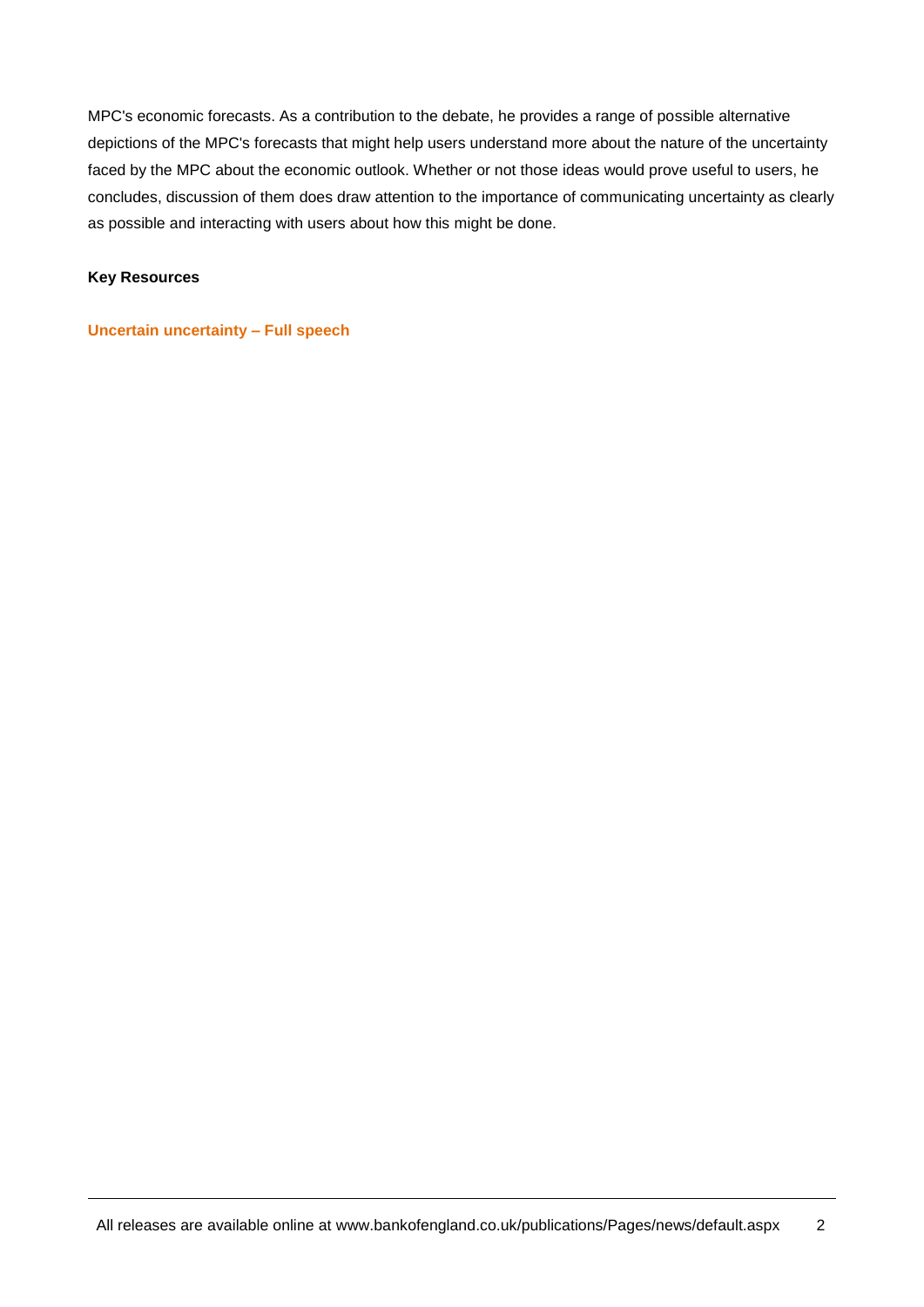MPC's economic forecasts. As a contribution to the debate, he provides a range of possible alternative depictions of the MPC's forecasts that might help users understand more about the nature of the uncertainty faced by the MPC about the economic outlook. Whether or not those ideas would prove useful to users, he concludes, discussion of them does draw attention to the importance of communicating uncertainty as clearly as possible and interacting with users about how this might be done.

**Key Resources**

**Uncertain uncertainty – Full speech**